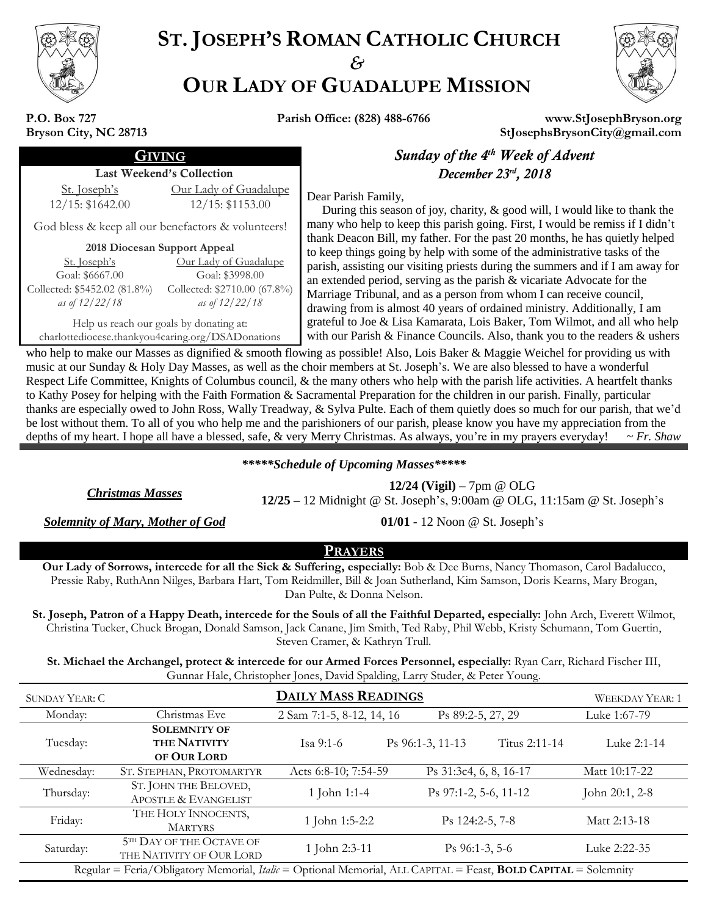# ST. JOSEPH'S ROMAN CATHOLIC CHURCH
*&*
# OUR LADY OF GUADALUPE MISSION

**P.O. Box 727**
**Bryson City, NC 28713**

**Parish Office: (828) 488-6766**

**www.StJosephBryson.org**
**StJosephsBrysonCity@gmail.com**

## GIVING

**Last Weekend's Collection**

| St. Joseph's | Our Lady of Guadalupe |
|---|---|
| 12/15: $1642.00 | 12/15: $1153.00 |

God bless & keep all our benefactors & volunteers!

**2018 Diocesan Support Appeal**

| St. Joseph's | Our Lady of Guadalupe |
|---|---|
| Goal: $6667.00 | Goal: $3998.00 |
| Collected: $5452.02 (81.8%) | Collected: $2710.00 (67.8%) |
| *as of 12/22/18* | *as of 12/22/18* |

Help us reach our goals by donating at:
charlottediocese.thankyou4caring.org/DSADonations

## *Sunday of the 4th Week of Advent*
## *December 23rd, 2018*

Dear Parish Family,

During this season of joy, charity, & good will, I would like to thank the many who help to keep this parish going. First, I would be remiss if I didn't thank Deacon Bill, my father. For the past 20 months, he has quietly helped to keep things going by help with some of the administrative tasks of the parish, assisting our visiting priests during the summers and if I am away for an extended period, serving as the parish & vicariate Advocate for the Marriage Tribunal, and as a person from whom I can receive council, drawing from is almost 40 years of ordained ministry. Additionally, I am grateful to Joe & Lisa Kamarata, Lois Baker, Tom Wilmot, and all who help with our Parish & Finance Councils. Also, thank you to the readers & ushers who help to make our Masses as dignified & smooth flowing as possible! Also, Lois Baker & Maggie Weichel for providing us with music at our Sunday & Holy Day Masses, as well as the choir members at St. Joseph's. We are also blessed to have a wonderful Respect Life Committee, Knights of Columbus council, & the many others who help with the parish life activities. A heartfelt thanks to Kathy Posey for helping with the Faith Formation & Sacramental Preparation for the children in our parish. Finally, particular thanks are especially owed to John Ross, Wally Treadway, & Sylva Pulte. Each of them quietly does so much for our parish, that we'd be lost without them. To all of you who help me and the parishioners of our parish, please know you have my appreciation from the depths of my heart. I hope all have a blessed, safe, & very Merry Christmas. As always, you're in my prayers everyday! *~ Fr. Shaw*

***\*\*\*\*\*Schedule of Upcoming Masses\*\*\*\*\****

***Christmas Masses***
**12/24 (Vigil) –** 7pm @ OLG
**12/25 –** 12 Midnight @ St. Joseph's, 9:00am @ OLG, 11:15am @ St. Joseph's

***Solemnity of Mary, Mother of God***
**01/01 -** 12 Noon @ St. Joseph's

## PRAYERS

**Our Lady of Sorrows, intercede for all the Sick & Suffering, especially:** Bob & Dee Burns, Nancy Thomason, Carol Badalucco, Pressie Raby, RuthAnn Nilges, Barbara Hart, Tom Reidmiller, Bill & Joan Sutherland, Kim Samson, Doris Kearns, Mary Brogan, Dan Pulte, & Donna Nelson.

**St. Joseph, Patron of a Happy Death, intercede for the Souls of all the Faithful Departed, especially:** John Arch, Everett Wilmot, Christina Tucker, Chuck Brogan, Donald Samson, Jack Canane, Jim Smith, Ted Raby, Phil Webb, Kristy Schumann, Tom Guertin, Steven Cramer, & Kathryn Trull.

**St. Michael the Archangel, protect & intercede for our Armed Forces Personnel, especially:** Ryan Carr, Richard Fischer III, Gunnar Hale, Christopher Jones, David Spalding, Larry Studer, & Peter Young.

## DAILY MASS READINGS

SUNDAY YEAR: C — WEEKDAY YEAR: 1

| Day | Celebration | Reading 1 | Psalm | Reading 2 | Gospel |
|---|---|---|---|---|---|
| Monday: | Christmas Eve | 2 Sam 7:1-5, 8-12, 14, 16 | Ps 89:2-5, 27, 29 | | Luke 1:67-79 |
| Tuesday: | **SOLEMNITY OF THE NATIVITY OF OUR LORD** | Isa 9:1-6 | Ps 96:1-3, 11-13 | Titus 2:11-14 | Luke 2:1-14 |
| Wednesday: | ST. STEPHAN, PROTOMARTYR | Acts 6:8-10; 7:54-59 | Ps 31:3c4, 6, 8, 16-17 | | Matt 10:17-22 |
| Thursday: | ST. JOHN THE BELOVED, APOSTLE & EVANGELIST | 1 John 1:1-4 | Ps 97:1-2, 5-6, 11-12 | | John 20:1, 2-8 |
| Friday: | THE HOLY INNOCENTS, MARTYRS | 1 John 1:5-2:2 | Ps 124:2-5, 7-8 | | Matt 2:13-18 |
| Saturday: | 5TH DAY OF THE OCTAVE OF THE NATIVITY OF OUR LORD | 1 John 2:3-11 | Ps 96:1-3, 5-6 | | Luke 2:22-35 |

Regular = Feria/Obligatory Memorial, *Italic* = Optional Memorial, ALL CAPITAL = Feast, **BOLD CAPITAL** = Solemnity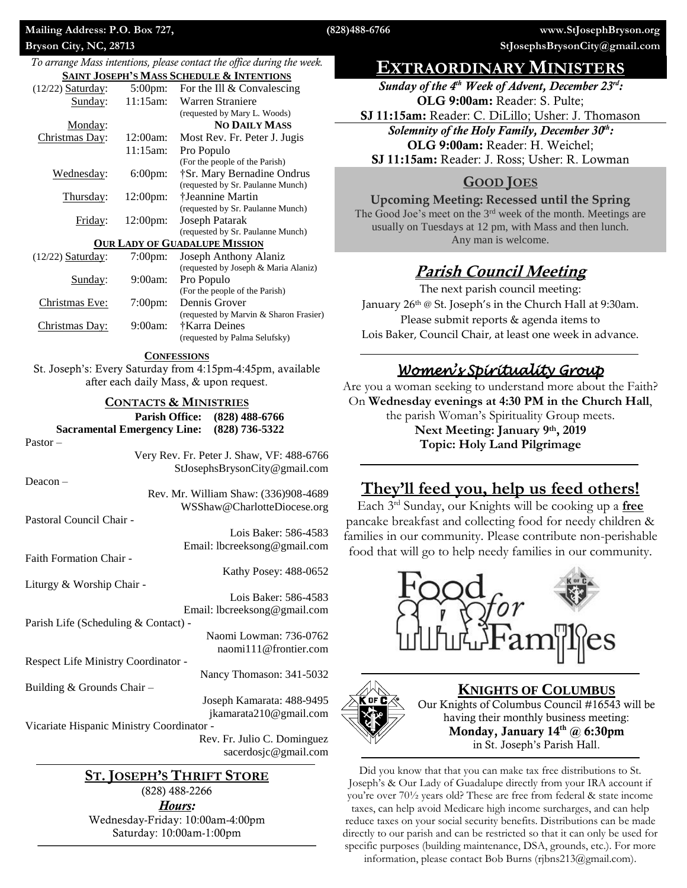**Mailing Address: P.O. Box 727, Bryson City, NC, 28713** | **(828)488-6766** | **www.StJosephBryson.org** | **StJosephsBrysonCity@gmail.com**

*To arrange Mass intentions, please contact the office during the week.*

## SAINT JOSEPH'S MASS SCHEDULE & INTENTIONS

| | | |
|---|---|---|
| (12/22) Saturday: | 5:00pm: | For the Ill & Convalescing |
| Sunday: | 11:15am: | Warren Straniere (requested by Mary L. Woods) |
| Monday: | | **NO DAILY MASS** |
| Christmas Day: | 12:00am: | Most Rev. Fr. Peter J. Jugis |
| | 11:15am: | Pro Populo (For the people of the Parish) |
| Wednesday: | 6:00pm: | †Sr. Mary Bernadine Ondrus (requested by Sr. Paulanne Munch) |
| Thursday: | 12:00pm: | †Jeannine Martin (requested by Sr. Paulanne Munch) |
| Friday: | 12:00pm: | Joseph Patarak (requested by Sr. Paulanne Munch) |

## OUR LADY OF GUADALUPE MISSION

| | | |
|---|---|---|
| (12/22) Saturday: | 7:00pm: | Joseph Anthony Alaniz (requested by Joseph & Maria Alaniz) |
| Sunday: | 9:00am: | Pro Populo (For the people of the Parish) |
| Christmas Eve: | 7:00pm: | Dennis Grover (requested by Marvin & Sharon Frasier) |
| Christmas Day: | 9:00am: | †Karra Deines (requested by Palma Selufsky) |

## CONFESSIONS

St. Joseph's: Every Saturday from 4:15pm-4:45pm, available after each daily Mass, & upon request.

## CONTACTS & MINISTRIES

**Parish Office: (828) 488-6766**
**Sacramental Emergency Line: (828) 736-5322**

Pastor – Very Rev. Fr. Peter J. Shaw, VF: 488-6766, StJosephsBrysonCity@gmail.com

Deacon – Rev. Mr. William Shaw: (336)908-4689, WSShaw@CharlotteDiocese.org

Pastoral Council Chair - Lois Baker: 586-4583, Email: lbcreeksong@gmail.com

Faith Formation Chair - Kathy Posey: 488-0652

Liturgy & Worship Chair - Lois Baker: 586-4583, Email: lbcreeksong@gmail.com

Parish Life (Scheduling & Contact) - Naomi Lowman: 736-0762, naomi111@frontier.com

Respect Life Ministry Coordinator - Nancy Thomason: 341-5032

Building & Grounds Chair – Joseph Kamarata: 488-9495, jkamarata210@gmail.com

Vicariate Hispanic Ministry Coordinator - Rev. Fr. Julio C. Dominguez, sacerdosjc@gmail.com

## ST. JOSEPH'S THRIFT STORE

(828) 488-2266

***Hours:***

Wednesday-Friday: 10:00am-4:00pm
Saturday: 10:00am-1:00pm

## EXTRAORDINARY MINISTERS

***Sunday of the 4th Week of Advent, December 23rd:***

**OLG 9:00am:** Reader: S. Pulte;
**SJ 11:15am:** Reader: C. DiLillo; Usher: J. Thomason

***Solemnity of the Holy Family, December 30th:***

**OLG 9:00am:** Reader: H. Weichel;
**SJ 11:15am:** Reader: J. Ross; Usher: R. Lowman

## GOOD JOES

**Upcoming Meeting: Recessed until the Spring**

The Good Joe's meet on the 3rd week of the month. Meetings are usually on Tuesdays at 12 pm, with Mass and then lunch. Any man is welcome.

## *Parish Council Meeting*

The next parish council meeting: January 26th @ St. Joseph's in the Church Hall at 9:30am. Please submit reports & agenda items to Lois Baker, Council Chair, at least one week in advance.

## *Women's Spirituality Group*

Are you a woman seeking to understand more about the Faith? On **Wednesday evenings at 4:30 PM in the Church Hall**, the parish Woman's Spirituality Group meets.

**Next Meeting: January 9th, 2019**
**Topic: Holy Land Pilgrimage**

## They'll feed you, help us feed others!

Each 3rd Sunday, our Knights will be cooking up a **free** pancake breakfast and collecting food for needy children & families in our community. Please contribute non-perishable food that will go to help needy families in our community.

Food for Families

## KNIGHTS OF COLUMBUS

Our Knights of Columbus Council #16543 will be having their monthly business meeting:
**Monday, January 14th @ 6:30pm**
in St. Joseph's Parish Hall.

Did you know that that you can make tax free distributions to St. Joseph's & Our Lady of Guadalupe directly from your IRA account if you're over 70½ years old? These are free from federal & state income taxes, can help avoid Medicare high income surcharges, and can help reduce taxes on your social security benefits. Distributions can be made directly to our parish and can be restricted so that it can only be used for specific purposes (building maintenance, DSA, grounds, etc.). For more information, please contact Bob Burns (rjbns213@gmail.com).